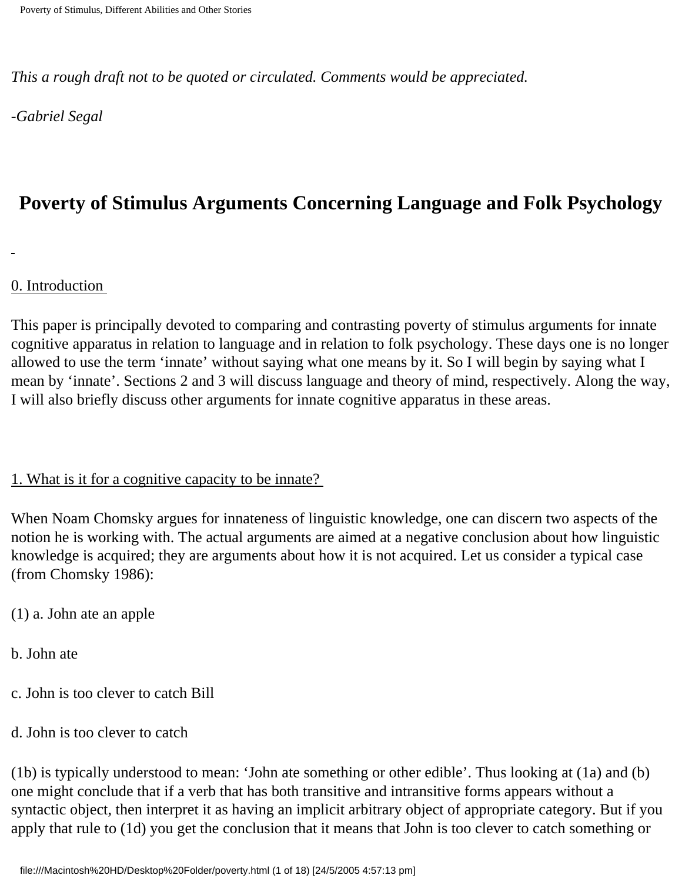*This a rough draft not to be quoted or circulated. Comments would be appreciated.*

*-Gabriel Segal*

# Poverty of Stimulus Arguments Concerning Language and Folk Psychology

## 0. Introduction

This paper is principally devoted to comparing and contrasting poverty of stimulus arguments for innate cognitive apparatus in relation to language and in relation to folk psychology. These days one is no longer allowed to use the term 'innate' without saying what one means by it. So I will begin by saying what I mean by 'innate'. Sections 2 and 3 will discuss language and theory of mind, respectively. Along the way, I will also briefly discuss other arguments for innate cognitive apparatus in these areas.

## 1. What is it for a cognitive capacity to be innate?

When Noam Chomsky argues for innateness of linguistic knowledge, one can discern two aspects of the notion he is working with. The actual arguments are aimed at a negative conclusion about how linguistic knowledge is acquired; they are arguments about how it is not acquired. Let us consider a typical case (from Chomsky 1986):

(1) a. John ate an apple

b. John ate

c. John is too clever to catch Bill

d. John is too clever to catch

(1b) is typically understood to mean: 'John ate something or other edible'. Thus looking at (1a) and (b) one might conclude that if a verb that has both transitive and intransitive forms appears without a syntactic object, then interpret it as having an implicit arbitrary object of appropriate category. But if you apply that rule to (1d) you get the conclusion that it means that John is too clever to catch something or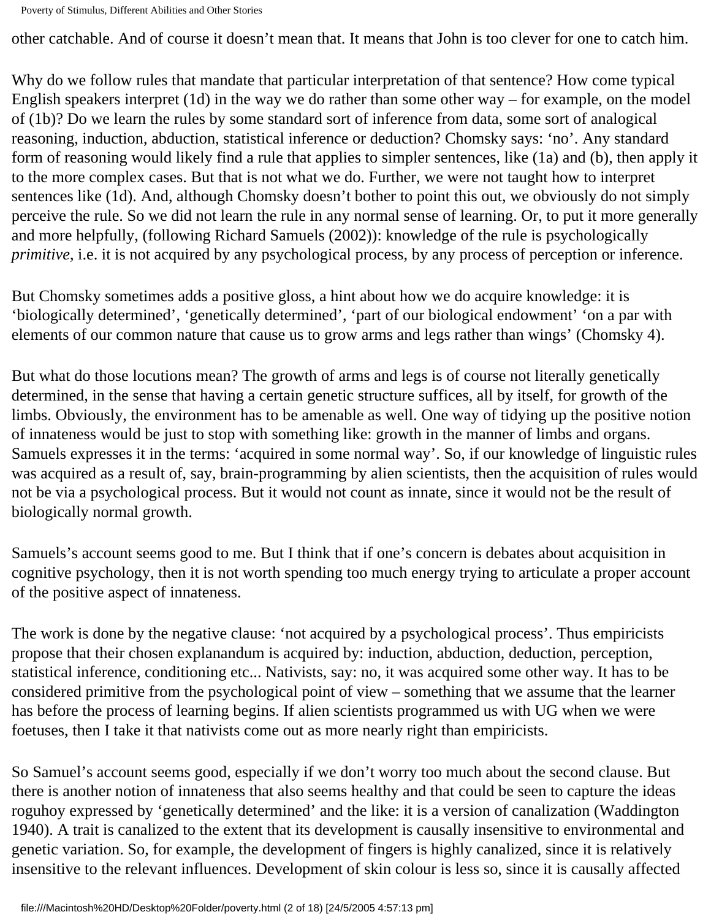other catchable. And of course it doesn't mean that. It means that John is too clever for one to catch him.

Why do we follow rules that mandate that particular interpretation of that sentence? How come typical English speakers interpret (1d) in the way we do rather than some other way – for example, on the model of (1b)? Do we learn the rules by some standard sort of inference from data, some sort of analogical reasoning, induction, abduction, statistical inference or deduction? Chomsky says: 'no'. Any standard form of reasoning would likely find a rule that applies to simpler sentences, like (1a) and (b), then apply it to the more complex cases. But that is not what we do. Further, we were not taught how to interpret sentences like (1d). And, although Chomsky doesn't bother to point this out, we obviously do not simply perceive the rule. So we did not learn the rule in any normal sense of learning. Or, to put it more generally and more helpfully, (following Richard Samuels (2002)): knowledge of the rule is psychologically *primitive*, i.e. it is not acquired by any psychological process, by any process of perception or inference.

But Chomsky sometimes adds a positive gloss, a hint about how we do acquire knowledge: it is 'biologically determined', 'genetically determined', 'part of our biological endowment' 'on a par with elements of our common nature that cause us to grow arms and legs rather than wings' (Chomsky 4).

But what do those locutions mean? The growth of arms and legs is of course not literally genetically determined, in the sense that having a certain genetic structure suffices, all by itself, for growth of the limbs. Obviously, the environment has to be amenable as well. One way of tidying up the positive notion of innateness would be just to stop with something like: growth in the manner of limbs and organs. Samuels expresses it in the terms: 'acquired in some normal way'. So, if our knowledge of linguistic rules was acquired as a result of, say, brain-programming by alien scientists, then the acquisition of rules would not be via a psychological process. But it would not count as innate, since it would not be the result of biologically normal growth.

Samuels's account seems good to me. But I think that if one's concern is debates about acquisition in cognitive psychology, then it is not worth spending too much energy trying to articulate a proper account of the positive aspect of innateness.

The work is done by the negative clause: 'not acquired by a psychological process'. Thus empiricists propose that their chosen explanandum is acquired by: induction, abduction, deduction, perception, statistical inference, conditioning etc... Nativists, say: no, it was acquired some other way. It has to be considered primitive from the psychological point of view – something that we assume that the learner has before the process of learning begins. If alien scientists programmed us with UG when we were foetuses, then I take it that nativists come out as more nearly right than empiricists.

So Samuel's account seems good, especially if we don't worry too much about the second clause. But there is another notion of innateness that also seems healthy and that could be seen to capture the ideas roguhoy expressed by 'genetically determined' and the like: it is a version of canalization (Waddington 1940). A trait is canalized to the extent that its development is causally insensitive to environmental and genetic variation. So, for example, the development of fingers is highly canalized, since it is relatively insensitive to the relevant influences. Development of skin colour is less so, since it is causally affected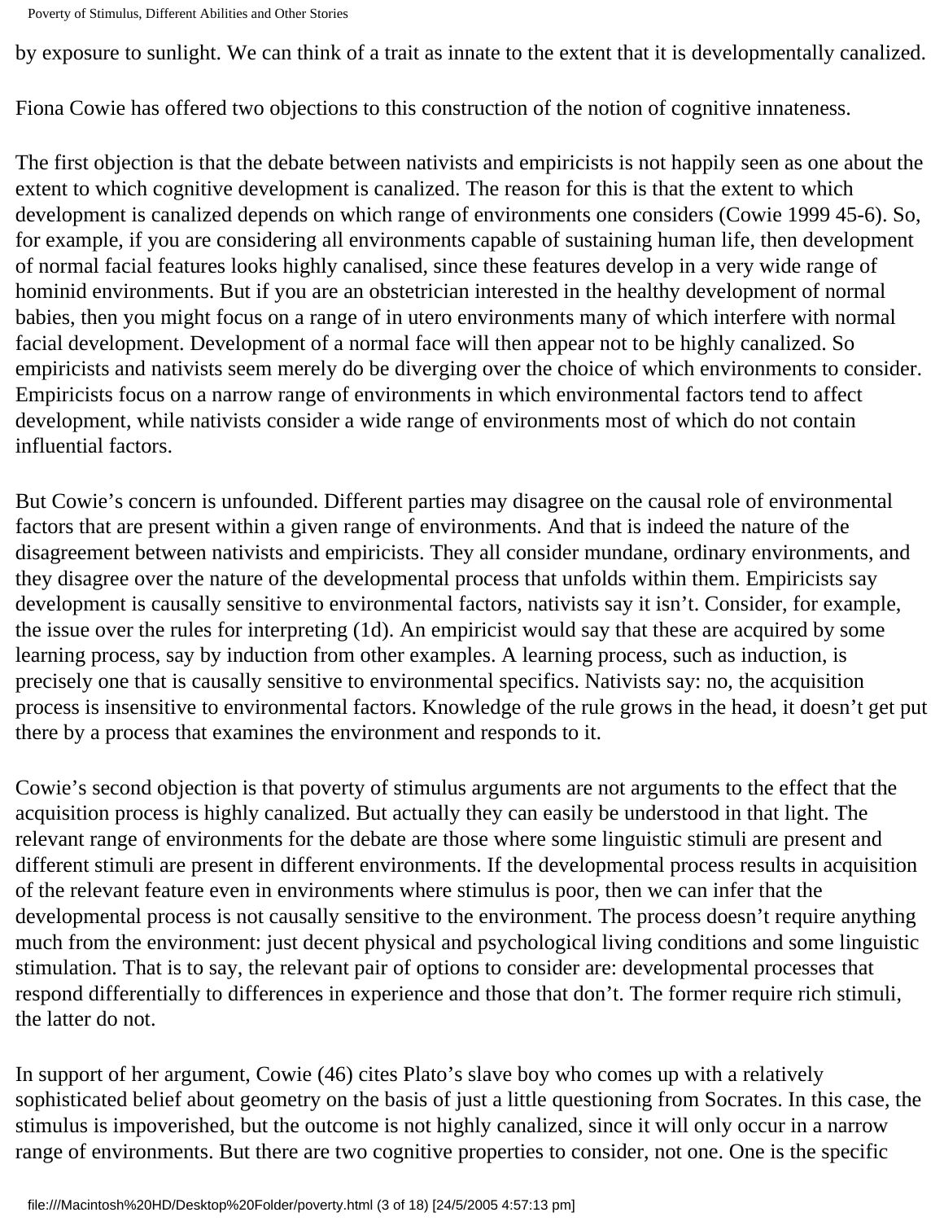by exposure to sunlight. We can think of a trait as innate to the extent that it is developmentally canalized.

Fiona Cowie has offered two objections to this construction of the notion of cognitive innateness.

The first objection is that the debate between nativists and empiricists is not happily seen as one about the extent to which cognitive development is canalized. The reason for this is that the extent to which development is canalized depends on which range of environments one considers (Cowie 1999 45-6). So, for example, if you are considering all environments capable of sustaining human life, then development of normal facial features looks highly canalised, since these features develop in a very wide range of hominid environments. But if you are an obstetrician interested in the healthy development of normal babies, then you might focus on a range of in utero environments many of which interfere with normal facial development. Development of a normal face will then appear not to be highly canalized. So empiricists and nativists seem merely do be diverging over the choice of which environments to consider. Empiricists focus on a narrow range of environments in which environmental factors tend to affect development, while nativists consider a wide range of environments most of which do not contain influential factors.

But Cowie's concern is unfounded. Different parties may disagree on the causal role of environmental factors that are present within a given range of environments. And that is indeed the nature of the disagreement between nativists and empiricists. They all consider mundane, ordinary environments, and they disagree over the nature of the developmental process that unfolds within them. Empiricists say development is causally sensitive to environmental factors, nativists say it isn't. Consider, for example, the issue over the rules for interpreting (1d). An empiricist would say that these are acquired by some learning process, say by induction from other examples. A learning process, such as induction, is precisely one that is causally sensitive to environmental specifics. Nativists say: no, the acquisition process is insensitive to environmental factors. Knowledge of the rule grows in the head, it doesn't get put there by a process that examines the environment and responds to it.

Cowie's second objection is that poverty of stimulus arguments are not arguments to the effect that the acquisition process is highly canalized. But actually they can easily be understood in that light. The relevant range of environments for the debate are those where some linguistic stimuli are present and different stimuli are present in different environments. If the developmental process results in acquisition of the relevant feature even in environments where stimulus is poor, then we can infer that the developmental process is not causally sensitive to the environment. The process doesn't require anything much from the environment: just decent physical and psychological living conditions and some linguistic stimulation. That is to say, the relevant pair of options to consider are: developmental processes that respond differentially to differences in experience and those that don't. The former require rich stimuli, the latter do not.

In support of her argument, Cowie (46) cites Plato's slave boy who comes up with a relatively sophisticated belief about geometry on the basis of just a little questioning from Socrates. In this case, the stimulus is impoverished, but the outcome is not highly canalized, since it will only occur in a narrow range of environments. But there are two cognitive properties to consider, not one. One is the specific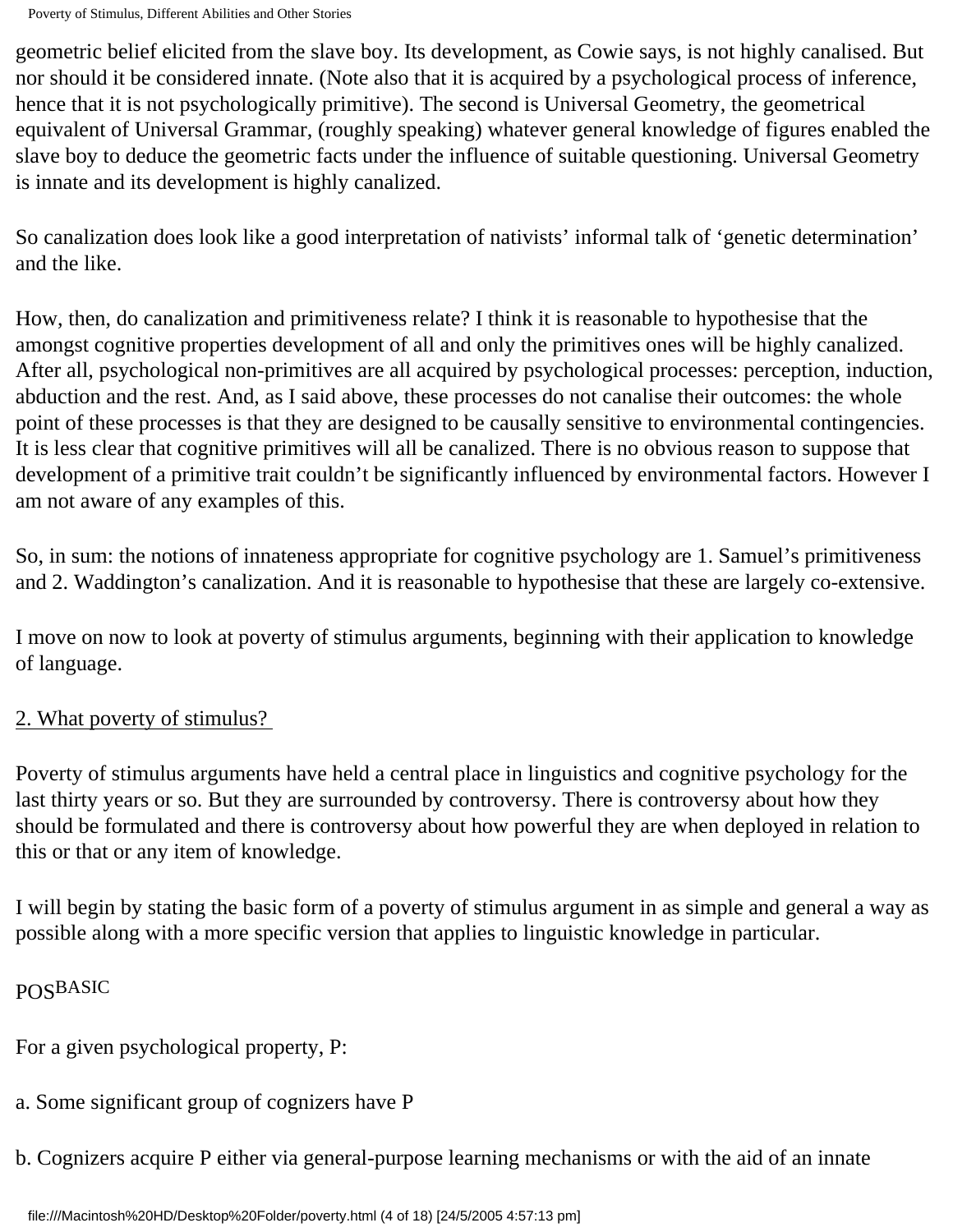geometric belief elicited from the slave boy. Its development, as Cowie says, is not highly canalised. But nor should it be considered innate. (Note also that it is acquired by a psychological process of inference, hence that it is not psychologically primitive). The second is Universal Geometry, the geometrical equivalent of Universal Grammar, (roughly speaking) whatever general knowledge of figures enabled the slave boy to deduce the geometric facts under the influence of suitable questioning. Universal Geometry is innate and its development is highly canalized.

So canalization does look like a good interpretation of nativists' informal talk of 'genetic determination' and the like.

How, then, do canalization and primitiveness relate? I think it is reasonable to hypothesise that the amongst cognitive properties development of all and only the primitives ones will be highly canalized. After all, psychological non-primitives are all acquired by psychological processes: perception, induction, abduction and the rest. And, as I said above, these processes do not canalise their outcomes: the whole point of these processes is that they are designed to be causally sensitive to environmental contingencies. It is less clear that cognitive primitives will all be canalized. There is no obvious reason to suppose that development of a primitive trait couldn't be significantly influenced by environmental factors. However I am not aware of any examples of this.

So, in sum: the notions of innateness appropriate for cognitive psychology are 1. Samuel's primitiveness and 2. Waddington's canalization. And it is reasonable to hypothesise that these are largely co-extensive.

I move on now to look at poverty of stimulus arguments, beginning with their application to knowledge of language.

## 2. What poverty of stimulus?

Poverty of stimulus arguments have held a central place in linguistics and cognitive psychology for the last thirty years or so. But they are surrounded by controversy. There is controversy about how they should be formulated and there is controversy about how powerful they are when deployed in relation to this or that or any item of knowledge.

I will begin by stating the basic form of a poverty of stimulus argument in as simple and general a way as possible along with a more specific version that applies to linguistic knowledge in particular.

POS$^{BASIC}$

For a given psychological property, P:

a. Some significant group of cognizers have P

b. Cognizers acquire P either via general-purpose learning mechanisms or with the aid of an innate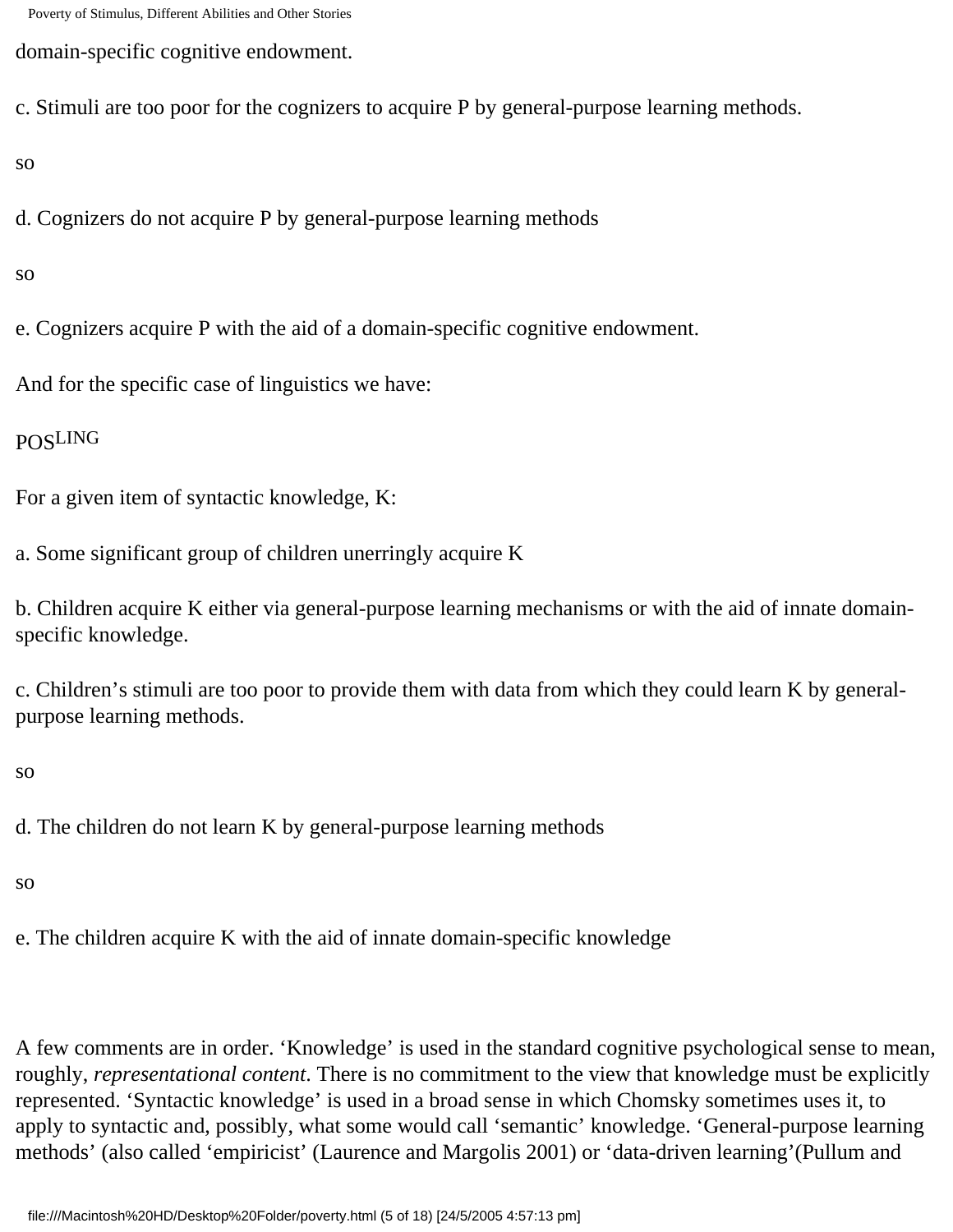domain-specific cognitive endowment.

c. Stimuli are too poor for the cognizers to acquire P by general-purpose learning methods.

so

d. Cognizers do not acquire P by general-purpose learning methods

so

e. Cognizers acquire P with the aid of a domain-specific cognitive endowment.

And for the specific case of linguistics we have:

POS$^{LING}$

For a given item of syntactic knowledge, K:

a. Some significant group of children unerringly acquire K

b. Children acquire K either via general-purpose learning mechanisms or with the aid of innate domain-specific knowledge.

c. Children's stimuli are too poor to provide them with data from which they could learn K by general-purpose learning methods.

so

d. The children do not learn K by general-purpose learning methods

so

e. The children acquire K with the aid of innate domain-specific knowledge

A few comments are in order. 'Knowledge' is used in the standard cognitive psychological sense to mean, roughly, *representational content*. There is no commitment to the view that knowledge must be explicitly represented. 'Syntactic knowledge' is used in a broad sense in which Chomsky sometimes uses it, to apply to syntactic and, possibly, what some would call 'semantic' knowledge. 'General-purpose learning methods' (also called 'empiricist' (Laurence and Margolis 2001) or 'data-driven learning'(Pullum and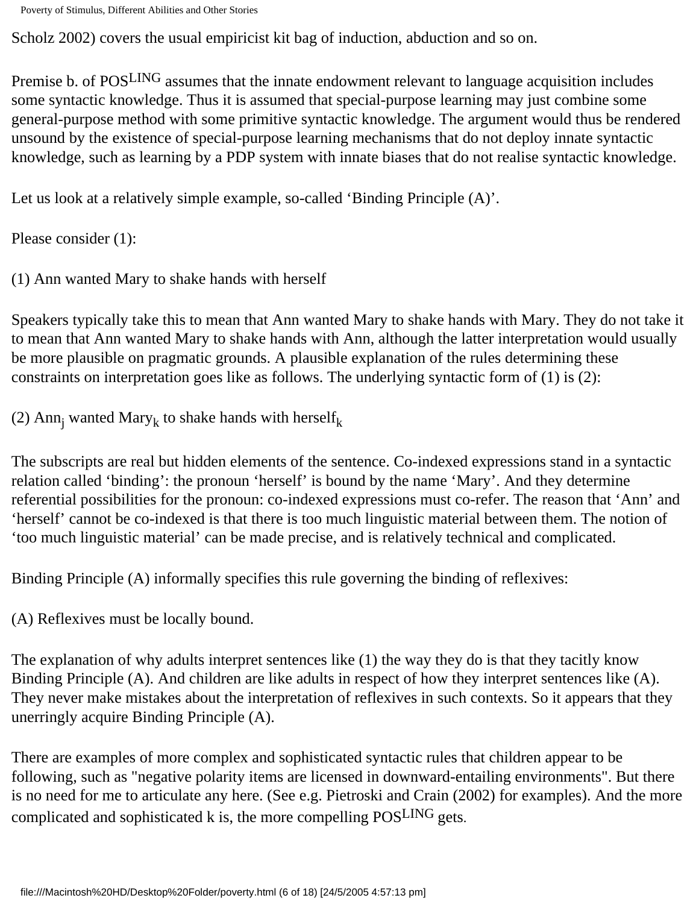Scholz 2002) covers the usual empiricist kit bag of induction, abduction and so on.

Premise b. of $POS^{LING}$ assumes that the innate endowment relevant to language acquisition includes some syntactic knowledge. Thus it is assumed that special-purpose learning may just combine some general-purpose method with some primitive syntactic knowledge. The argument would thus be rendered unsound by the existence of special-purpose learning mechanisms that do not deploy innate syntactic knowledge, such as learning by a PDP system with innate biases that do not realise syntactic knowledge.

Let us look at a relatively simple example, so-called 'Binding Principle (A)'.

Please consider (1):

(1) Ann wanted Mary to shake hands with herself

Speakers typically take this to mean that Ann wanted Mary to shake hands with Mary. They do not take it to mean that Ann wanted Mary to shake hands with Ann, although the latter interpretation would usually be more plausible on pragmatic grounds. A plausible explanation of the rules determining these constraints on interpretation goes like as follows. The underlying syntactic form of (1) is (2):

(2) $Ann_j$ wanted $Mary_k$ to shake hands with $herself_k$

The subscripts are real but hidden elements of the sentence. Co-indexed expressions stand in a syntactic relation called 'binding': the pronoun 'herself' is bound by the name 'Mary'. And they determine referential possibilities for the pronoun: co-indexed expressions must co-refer. The reason that 'Ann' and 'herself' cannot be co-indexed is that there is too much linguistic material between them. The notion of 'too much linguistic material' can be made precise, and is relatively technical and complicated.

Binding Principle (A) informally specifies this rule governing the binding of reflexives:

(A) Reflexives must be locally bound.

The explanation of why adults interpret sentences like (1) the way they do is that they tacitly know Binding Principle (A). And children are like adults in respect of how they interpret sentences like (A). They never make mistakes about the interpretation of reflexives in such contexts. So it appears that they unerringly acquire Binding Principle (A).

There are examples of more complex and sophisticated syntactic rules that children appear to be following, such as "negative polarity items are licensed in downward-entailing environments". But there is no need for me to articulate any here. (See e.g. Pietroski and Crain (2002) for examples). And the more complicated and sophisticated k is, the more compelling $POS^{LING}$ gets.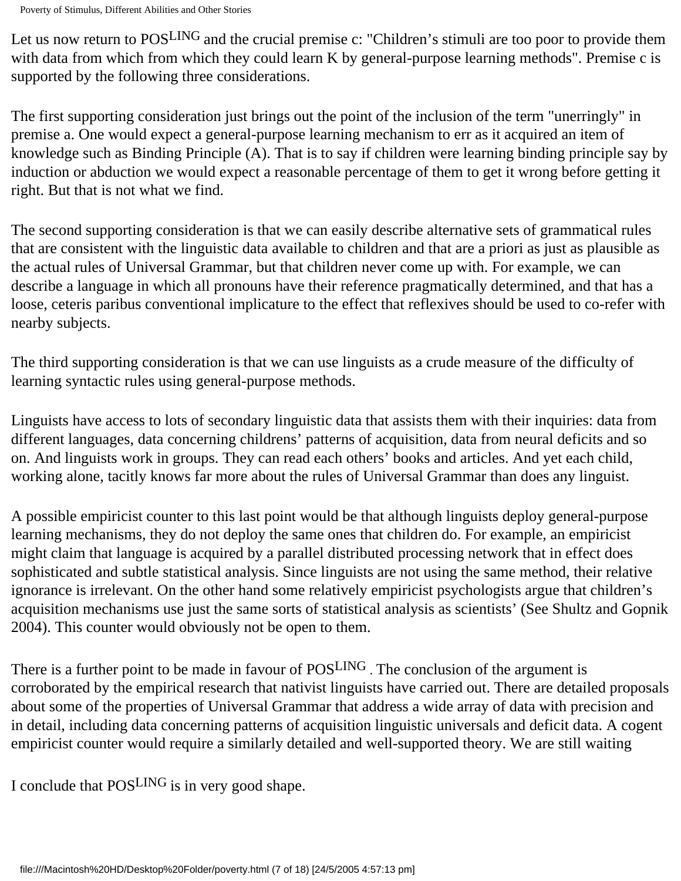Let us now return to POS$^{LING}$ and the crucial premise c: "Children's stimuli are too poor to provide them with data from which from which they could learn K by general-purpose learning methods". Premise c is supported by the following three considerations.

The first supporting consideration just brings out the point of the inclusion of the term "unerringly" in premise a. One would expect a general-purpose learning mechanism to err as it acquired an item of knowledge such as Binding Principle (A). That is to say if children were learning binding principle say by induction or abduction we would expect a reasonable percentage of them to get it wrong before getting it right. But that is not what we find.

The second supporting consideration is that we can easily describe alternative sets of grammatical rules that are consistent with the linguistic data available to children and that are a priori as just as plausible as the actual rules of Universal Grammar, but that children never come up with. For example, we can describe a language in which all pronouns have their reference pragmatically determined, and that has a loose, ceteris paribus conventional implicature to the effect that reflexives should be used to co-refer with nearby subjects.

The third supporting consideration is that we can use linguists as a crude measure of the difficulty of learning syntactic rules using general-purpose methods.

Linguists have access to lots of secondary linguistic data that assists them with their inquiries: data from different languages, data concerning childrens' patterns of acquisition, data from neural deficits and so on. And linguists work in groups. They can read each others' books and articles. And yet each child, working alone, tacitly knows far more about the rules of Universal Grammar than does any linguist.

A possible empiricist counter to this last point would be that although linguists deploy general-purpose learning mechanisms, they do not deploy the same ones that children do. For example, an empiricist might claim that language is acquired by a parallel distributed processing network that in effect does sophisticated and subtle statistical analysis. Since linguists are not using the same method, their relative ignorance is irrelevant. On the other hand some relatively empiricist psychologists argue that children's acquisition mechanisms use just the same sorts of statistical analysis as scientists' (See Shultz and Gopnik 2004). This counter would obviously not be open to them.

There is a further point to be made in favour of POS$^{LING}$ . The conclusion of the argument is corroborated by the empirical research that nativist linguists have carried out. There are detailed proposals about some of the properties of Universal Grammar that address a wide array of data with precision and in detail, including data concerning patterns of acquisition linguistic universals and deficit data. A cogent empiricist counter would require a similarly detailed and well-supported theory. We are still waiting

I conclude that POS$^{LING}$ is in very good shape.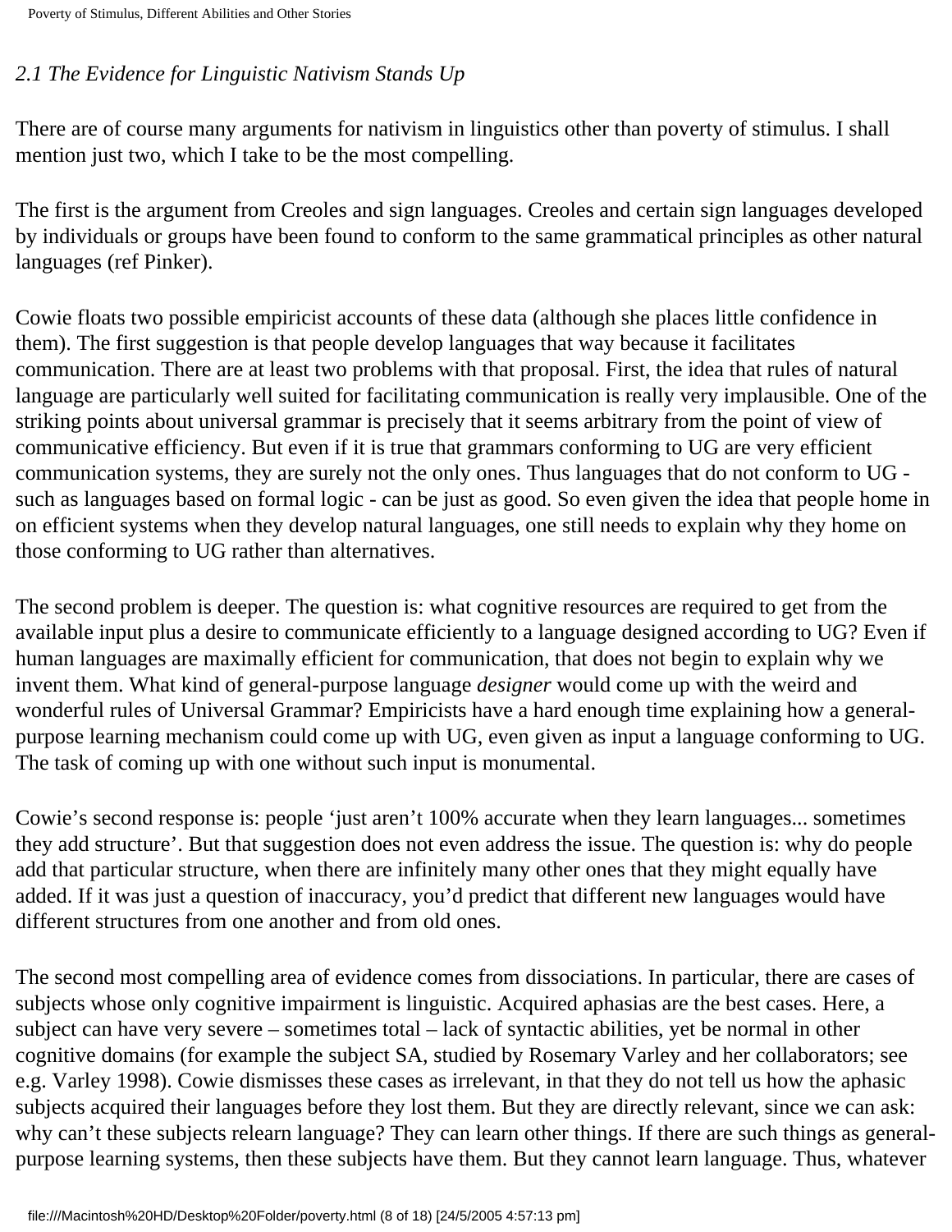## *2.1 The Evidence for Linguistic Nativism Stands Up*

There are of course many arguments for nativism in linguistics other than poverty of stimulus. I shall mention just two, which I take to be the most compelling.

The first is the argument from Creoles and sign languages. Creoles and certain sign languages developed by individuals or groups have been found to conform to the same grammatical principles as other natural languages (ref Pinker).

Cowie floats two possible empiricist accounts of these data (although she places little confidence in them). The first suggestion is that people develop languages that way because it facilitates communication. There are at least two problems with that proposal. First, the idea that rules of natural language are particularly well suited for facilitating communication is really very implausible. One of the striking points about universal grammar is precisely that it seems arbitrary from the point of view of communicative efficiency. But even if it is true that grammars conforming to UG are very efficient communication systems, they are surely not the only ones. Thus languages that do not conform to UG - such as languages based on formal logic - can be just as good. So even given the idea that people home in on efficient systems when they develop natural languages, one still needs to explain why they home on those conforming to UG rather than alternatives.

The second problem is deeper. The question is: what cognitive resources are required to get from the available input plus a desire to communicate efficiently to a language designed according to UG? Even if human languages are maximally efficient for communication, that does not begin to explain why we invent them. What kind of general-purpose language *designer* would come up with the weird and wonderful rules of Universal Grammar? Empiricists have a hard enough time explaining how a general-purpose learning mechanism could come up with UG, even given as input a language conforming to UG. The task of coming up with one without such input is monumental.

Cowie's second response is: people 'just aren't 100% accurate when they learn languages... sometimes they add structure'. But that suggestion does not even address the issue. The question is: why do people add that particular structure, when there are infinitely many other ones that they might equally have added. If it was just a question of inaccuracy, you'd predict that different new languages would have different structures from one another and from old ones.

The second most compelling area of evidence comes from dissociations. In particular, there are cases of subjects whose only cognitive impairment is linguistic. Acquired aphasias are the best cases. Here, a subject can have very severe – sometimes total – lack of syntactic abilities, yet be normal in other cognitive domains (for example the subject SA, studied by Rosemary Varley and her collaborators; see e.g. Varley 1998). Cowie dismisses these cases as irrelevant, in that they do not tell us how the aphasic subjects acquired their languages before they lost them. But they are directly relevant, since we can ask: why can't these subjects relearn language? They can learn other things. If there are such things as general-purpose learning systems, then these subjects have them. But they cannot learn language. Thus, whatever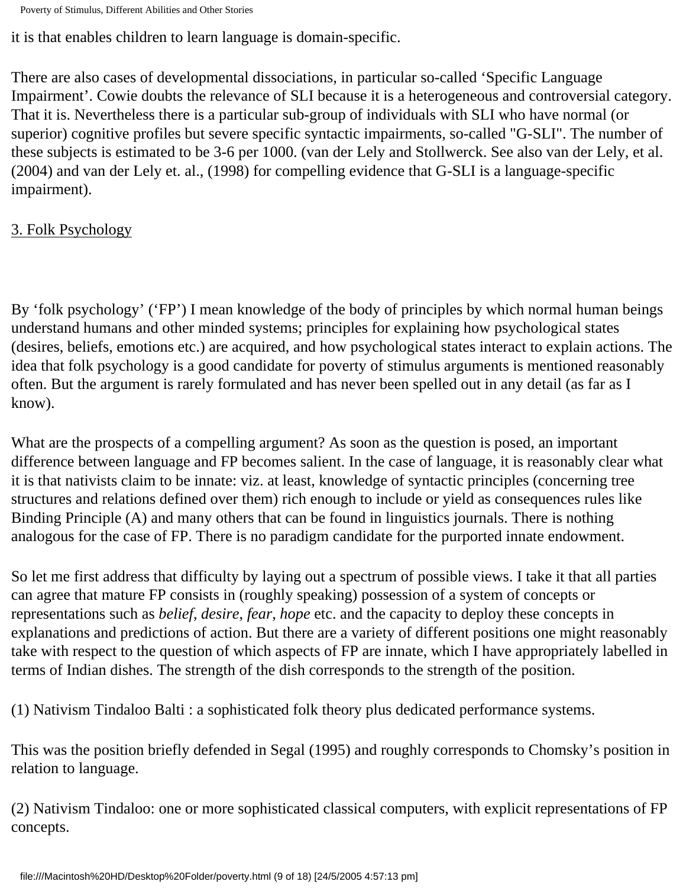it is that enables children to learn language is domain-specific.

There are also cases of developmental dissociations, in particular so-called 'Specific Language Impairment'. Cowie doubts the relevance of SLI because it is a heterogeneous and controversial category. That it is. Nevertheless there is a particular sub-group of individuals with SLI who have normal (or superior) cognitive profiles but severe specific syntactic impairments, so-called "G-SLI". The number of these subjects is estimated to be 3-6 per 1000. (van der Lely and Stollwerck. See also van der Lely, et al. (2004) and van der Lely et. al., (1998) for compelling evidence that G-SLI is a language-specific impairment).

## 3. Folk Psychology

By 'folk psychology' ('FP') I mean knowledge of the body of principles by which normal human beings understand humans and other minded systems; principles for explaining how psychological states (desires, beliefs, emotions etc.) are acquired, and how psychological states interact to explain actions. The idea that folk psychology is a good candidate for poverty of stimulus arguments is mentioned reasonably often. But the argument is rarely formulated and has never been spelled out in any detail (as far as I know).

What are the prospects of a compelling argument? As soon as the question is posed, an important difference between language and FP becomes salient. In the case of language, it is reasonably clear what it is that nativists claim to be innate: viz. at least, knowledge of syntactic principles (concerning tree structures and relations defined over them) rich enough to include or yield as consequences rules like Binding Principle (A) and many others that can be found in linguistics journals. There is nothing analogous for the case of FP. There is no paradigm candidate for the purported innate endowment.

So let me first address that difficulty by laying out a spectrum of possible views. I take it that all parties can agree that mature FP consists in (roughly speaking) possession of a system of concepts or representations such as *belief*, *desire*, *fear*, *hope* etc. and the capacity to deploy these concepts in explanations and predictions of action. But there are a variety of different positions one might reasonably take with respect to the question of which aspects of FP are innate, which I have appropriately labelled in terms of Indian dishes. The strength of the dish corresponds to the strength of the position.

(1) Nativism Tindaloo Balti : a sophisticated folk theory plus dedicated performance systems.

This was the position briefly defended in Segal (1995) and roughly corresponds to Chomsky's position in relation to language.

(2) Nativism Tindaloo: one or more sophisticated classical computers, with explicit representations of FP concepts.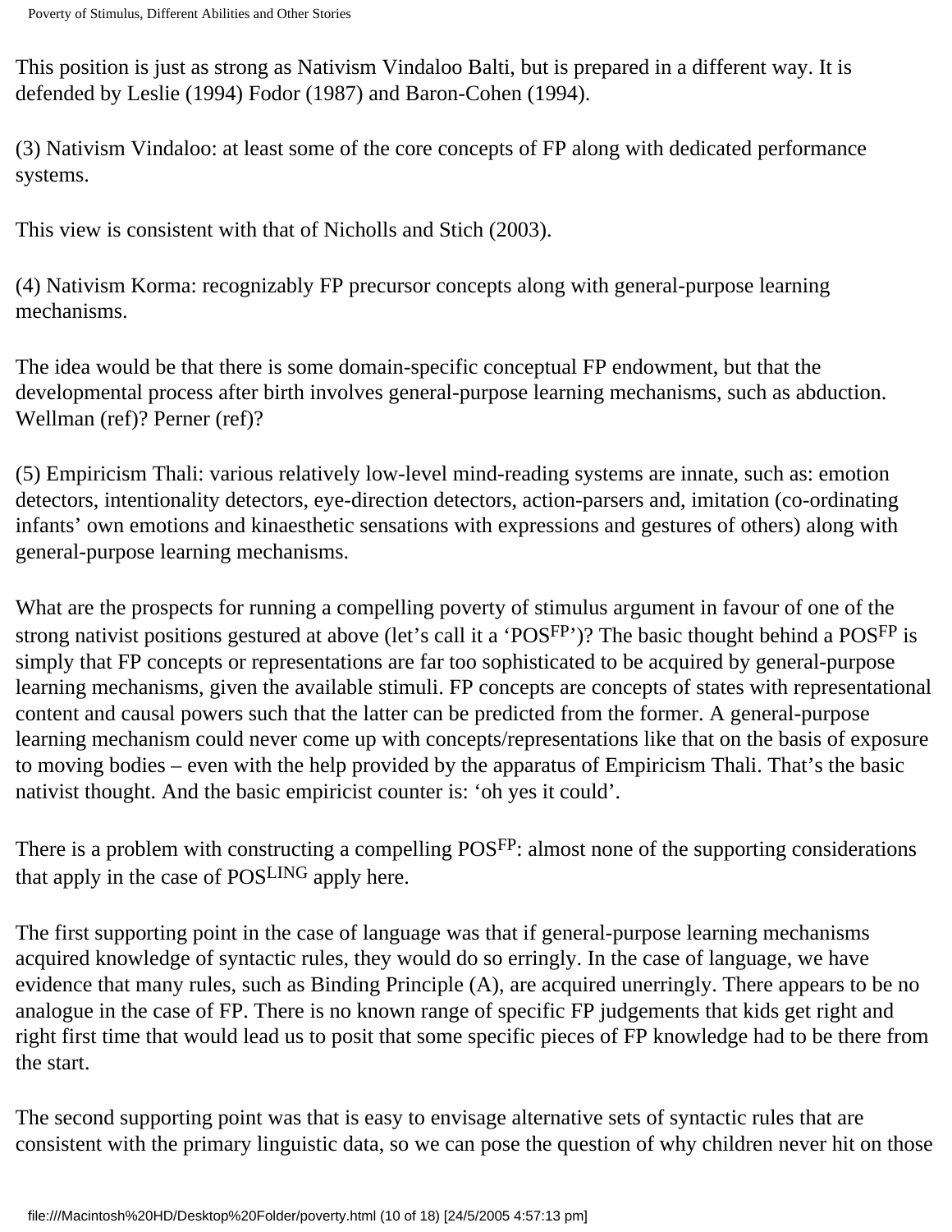This position is just as strong as Nativism Vindaloo Balti, but is prepared in a different way. It is defended by Leslie (1994) Fodor (1987) and Baron-Cohen (1994).

(3) Nativism Vindaloo: at least some of the core concepts of FP along with dedicated performance systems.

This view is consistent with that of Nicholls and Stich (2003).

(4) Nativism Korma: recognizably FP precursor concepts along with general-purpose learning mechanisms.

The idea would be that there is some domain-specific conceptual FP endowment, but that the developmental process after birth involves general-purpose learning mechanisms, such as abduction. Wellman (ref)? Perner (ref)?

(5) Empiricism Thali: various relatively low-level mind-reading systems are innate, such as: emotion detectors, intentionality detectors, eye-direction detectors, action-parsers and, imitation (co-ordinating infants' own emotions and kinaesthetic sensations with expressions and gestures of others) along with general-purpose learning mechanisms.

What are the prospects for running a compelling poverty of stimulus argument in favour of one of the strong nativist positions gestured at above (let's call it a 'POS$^{FP}$')? The basic thought behind a POS$^{FP}$ is simply that FP concepts or representations are far too sophisticated to be acquired by general-purpose learning mechanisms, given the available stimuli. FP concepts are concepts of states with representational content and causal powers such that the latter can be predicted from the former. A general-purpose learning mechanism could never come up with concepts/representations like that on the basis of exposure to moving bodies – even with the help provided by the apparatus of Empiricism Thali. That's the basic nativist thought. And the basic empiricist counter is: 'oh yes it could'.

There is a problem with constructing a compelling POS$^{FP}$: almost none of the supporting considerations that apply in the case of POS$^{LING}$ apply here.

The first supporting point in the case of language was that if general-purpose learning mechanisms acquired knowledge of syntactic rules, they would do so erringly. In the case of language, we have evidence that many rules, such as Binding Principle (A), are acquired unerringly. There appears to be no analogue in the case of FP. There is no known range of specific FP judgements that kids get right and right first time that would lead us to posit that some specific pieces of FP knowledge had to be there from the start.

The second supporting point was that is easy to envisage alternative sets of syntactic rules that are consistent with the primary linguistic data, so we can pose the question of why children never hit on those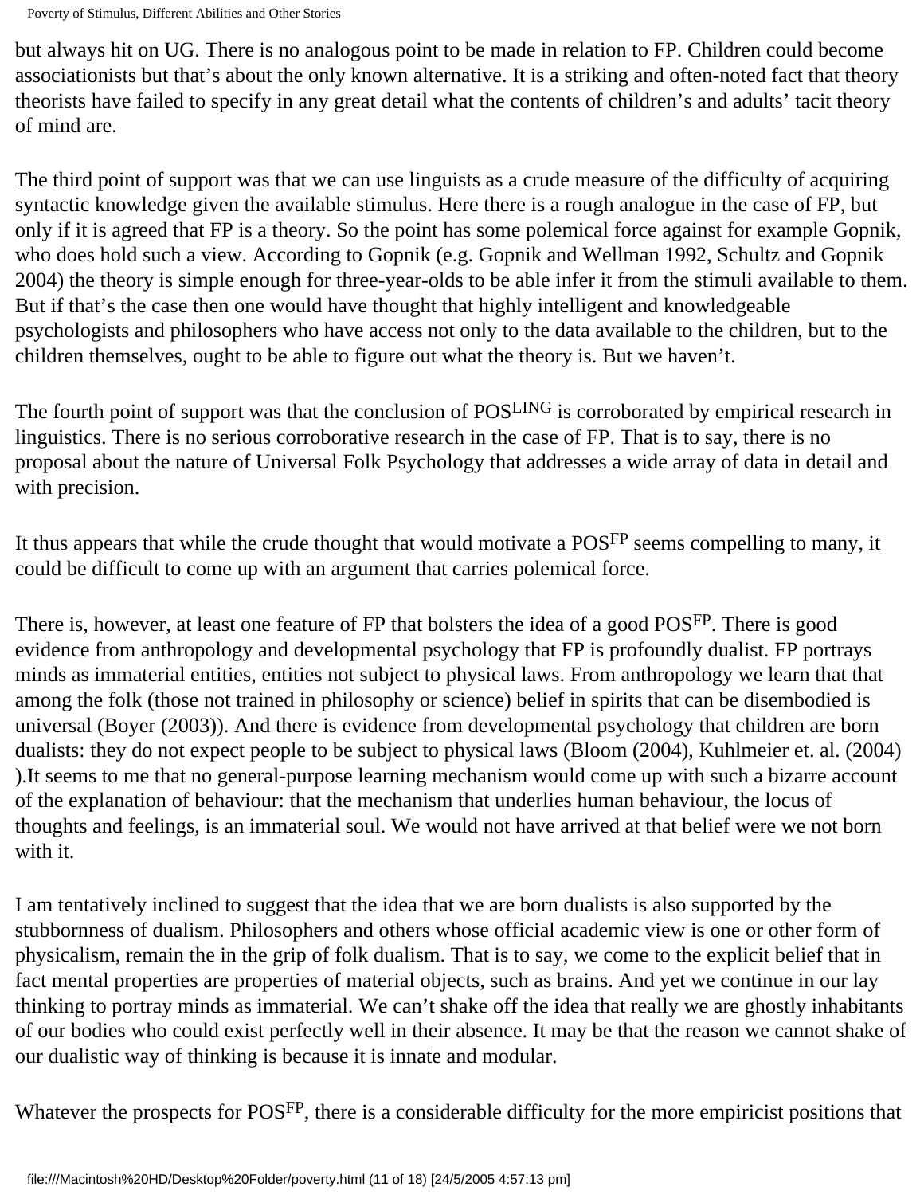but always hit on UG. There is no analogous point to be made in relation to FP. Children could become associationists but that's about the only known alternative. It is a striking and often-noted fact that theory theorists have failed to specify in any great detail what the contents of children's and adults' tacit theory of mind are.

The third point of support was that we can use linguists as a crude measure of the difficulty of acquiring syntactic knowledge given the available stimulus. Here there is a rough analogue in the case of FP, but only if it is agreed that FP is a theory. So the point has some polemical force against for example Gopnik, who does hold such a view. According to Gopnik (e.g. Gopnik and Wellman 1992, Schultz and Gopnik 2004) the theory is simple enough for three-year-olds to be able infer it from the stimuli available to them. But if that's the case then one would have thought that highly intelligent and knowledgeable psychologists and philosophers who have access not only to the data available to the children, but to the children themselves, ought to be able to figure out what the theory is. But we haven't.

The fourth point of support was that the conclusion of $POS^{LING}$ is corroborated by empirical research in linguistics. There is no serious corroborative research in the case of FP. That is to say, there is no proposal about the nature of Universal Folk Psychology that addresses a wide array of data in detail and with precision.

It thus appears that while the crude thought that would motivate a $POS^{FP}$ seems compelling to many, it could be difficult to come up with an argument that carries polemical force.

There is, however, at least one feature of FP that bolsters the idea of a good $POS^{FP}$. There is good evidence from anthropology and developmental psychology that FP is profoundly dualist. FP portrays minds as immaterial entities, entities not subject to physical laws. From anthropology we learn that that among the folk (those not trained in philosophy or science) belief in spirits that can be disembodied is universal (Boyer (2003)). And there is evidence from developmental psychology that children are born dualists: they do not expect people to be subject to physical laws (Bloom (2004), Kuhlmeier et. al. (2004) ).It seems to me that no general-purpose learning mechanism would come up with such a bizarre account of the explanation of behaviour: that the mechanism that underlies human behaviour, the locus of thoughts and feelings, is an immaterial soul. We would not have arrived at that belief were we not born with it.

I am tentatively inclined to suggest that the idea that we are born dualists is also supported by the stubbornness of dualism. Philosophers and others whose official academic view is one or other form of physicalism, remain the in the grip of folk dualism. That is to say, we come to the explicit belief that in fact mental properties are properties of material objects, such as brains. And yet we continue in our lay thinking to portray minds as immaterial. We can't shake off the idea that really we are ghostly inhabitants of our bodies who could exist perfectly well in their absence. It may be that the reason we cannot shake of our dualistic way of thinking is because it is innate and modular.

Whatever the prospects for $POS^{FP}$, there is a considerable difficulty for the more empiricist positions that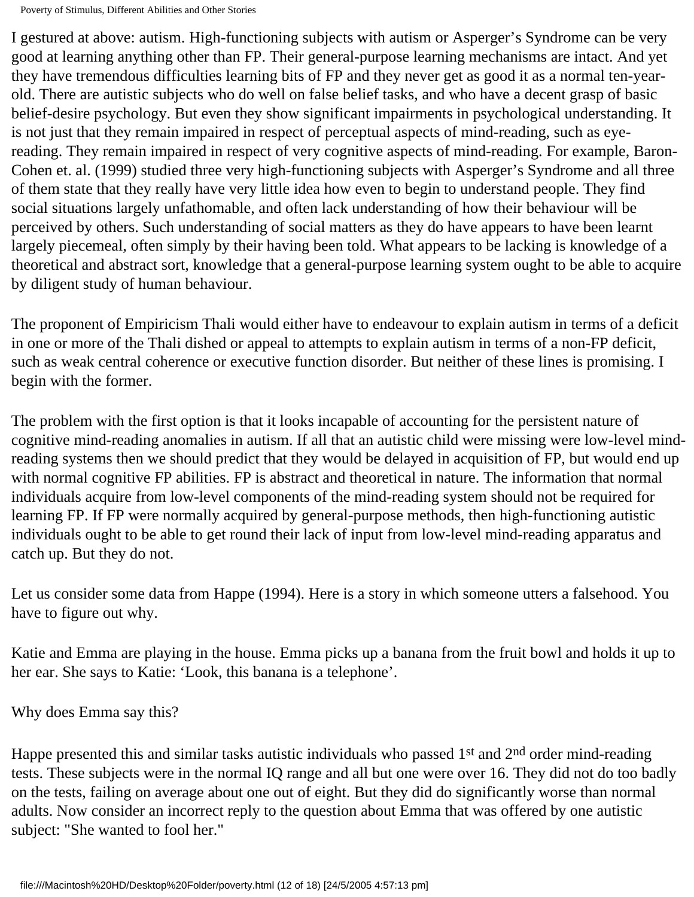I gestured at above: autism. High-functioning subjects with autism or Asperger's Syndrome can be very good at learning anything other than FP. Their general-purpose learning mechanisms are intact. And yet they have tremendous difficulties learning bits of FP and they never get as good it as a normal ten-year-old. There are autistic subjects who do well on false belief tasks, and who have a decent grasp of basic belief-desire psychology. But even they show significant impairments in psychological understanding. It is not just that they remain impaired in respect of perceptual aspects of mind-reading, such as eye-reading. They remain impaired in respect of very cognitive aspects of mind-reading. For example, Baron-Cohen et. al. (1999) studied three very high-functioning subjects with Asperger's Syndrome and all three of them state that they really have very little idea how even to begin to understand people. They find social situations largely unfathomable, and often lack understanding of how their behaviour will be perceived by others. Such understanding of social matters as they do have appears to have been learnt largely piecemeal, often simply by their having been told. What appears to be lacking is knowledge of a theoretical and abstract sort, knowledge that a general-purpose learning system ought to be able to acquire by diligent study of human behaviour.

The proponent of Empiricism Thali would either have to endeavour to explain autism in terms of a deficit in one or more of the Thali dished or appeal to attempts to explain autism in terms of a non-FP deficit, such as weak central coherence or executive function disorder. But neither of these lines is promising. I begin with the former.

The problem with the first option is that it looks incapable of accounting for the persistent nature of cognitive mind-reading anomalies in autism. If all that an autistic child were missing were low-level mind-reading systems then we should predict that they would be delayed in acquisition of FP, but would end up with normal cognitive FP abilities. FP is abstract and theoretical in nature. The information that normal individuals acquire from low-level components of the mind-reading system should not be required for learning FP. If FP were normally acquired by general-purpose methods, then high-functioning autistic individuals ought to be able to get round their lack of input from low-level mind-reading apparatus and catch up. But they do not.

Let us consider some data from Happe (1994). Here is a story in which someone utters a falsehood. You have to figure out why.

Katie and Emma are playing in the house. Emma picks up a banana from the fruit bowl and holds it up to her ear. She says to Katie: 'Look, this banana is a telephone'.

Why does Emma say this?

Happe presented this and similar tasks autistic individuals who passed 1st and 2nd order mind-reading tests. These subjects were in the normal IQ range and all but one were over 16. They did not do too badly on the tests, failing on average about one out of eight. But they did do significantly worse than normal adults. Now consider an incorrect reply to the question about Emma that was offered by one autistic subject: "She wanted to fool her."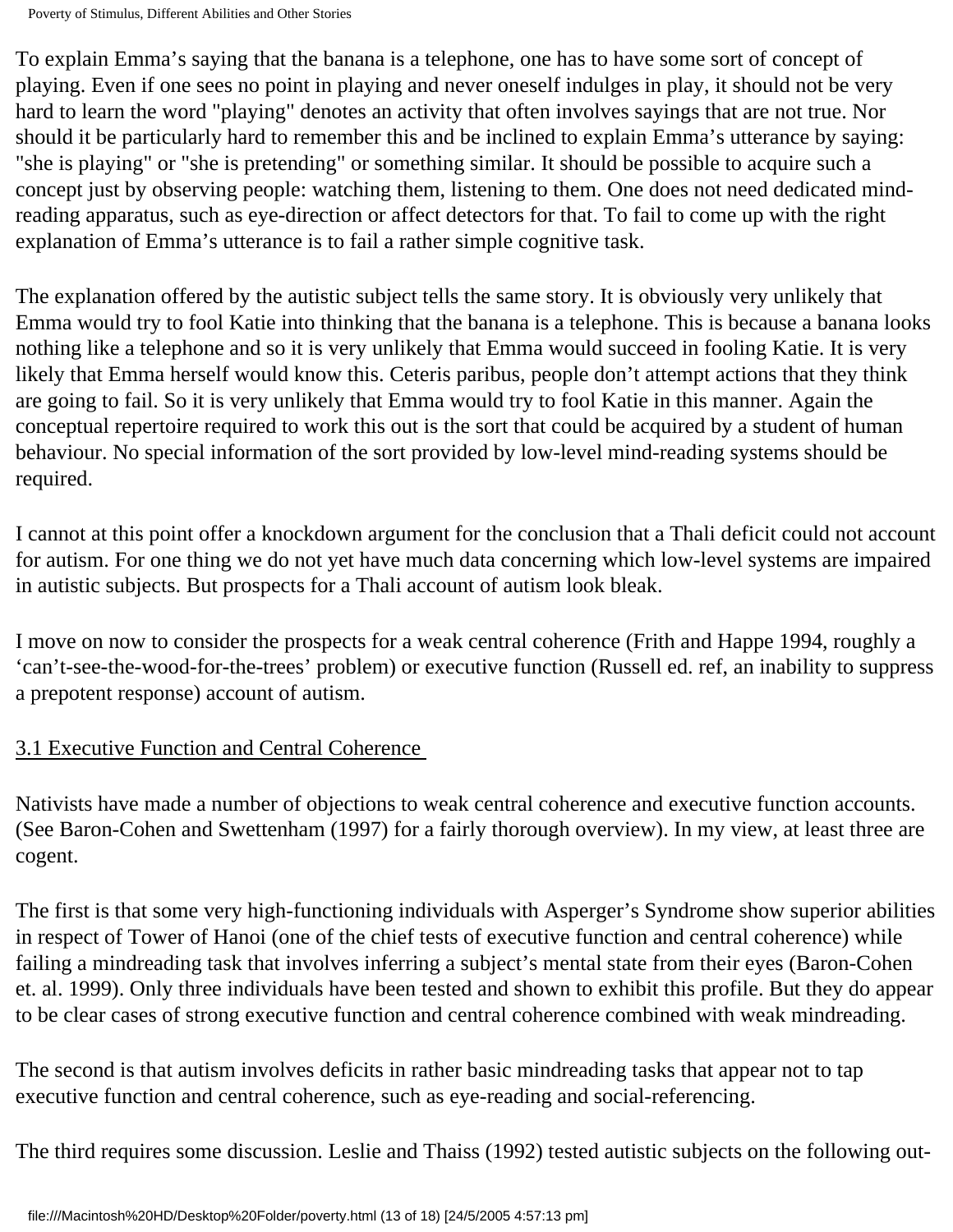To explain Emma's saying that the banana is a telephone, one has to have some sort of concept of playing. Even if one sees no point in playing and never oneself indulges in play, it should not be very hard to learn the word "playing" denotes an activity that often involves sayings that are not true. Nor should it be particularly hard to remember this and be inclined to explain Emma's utterance by saying: "she is playing" or "she is pretending" or something similar. It should be possible to acquire such a concept just by observing people: watching them, listening to them. One does not need dedicated mind-reading apparatus, such as eye-direction or affect detectors for that. To fail to come up with the right explanation of Emma's utterance is to fail a rather simple cognitive task.

The explanation offered by the autistic subject tells the same story. It is obviously very unlikely that Emma would try to fool Katie into thinking that the banana is a telephone. This is because a banana looks nothing like a telephone and so it is very unlikely that Emma would succeed in fooling Katie. It is very likely that Emma herself would know this. Ceteris paribus, people don't attempt actions that they think are going to fail. So it is very unlikely that Emma would try to fool Katie in this manner. Again the conceptual repertoire required to work this out is the sort that could be acquired by a student of human behaviour. No special information of the sort provided by low-level mind-reading systems should be required.

I cannot at this point offer a knockdown argument for the conclusion that a Thali deficit could not account for autism. For one thing we do not yet have much data concerning which low-level systems are impaired in autistic subjects. But prospects for a Thali account of autism look bleak.

I move on now to consider the prospects for a weak central coherence (Frith and Happe 1994, roughly a 'can't-see-the-wood-for-the-trees' problem) or executive function (Russell ed. ref, an inability to suppress a prepotent response) account of autism.

### 3.1 Executive Function and Central Coherence

Nativists have made a number of objections to weak central coherence and executive function accounts. (See Baron-Cohen and Swettenham (1997) for a fairly thorough overview). In my view, at least three are cogent.

The first is that some very high-functioning individuals with Asperger's Syndrome show superior abilities in respect of Tower of Hanoi (one of the chief tests of executive function and central coherence) while failing a mindreading task that involves inferring a subject's mental state from their eyes (Baron-Cohen et. al. 1999). Only three individuals have been tested and shown to exhibit this profile. But they do appear to be clear cases of strong executive function and central coherence combined with weak mindreading.

The second is that autism involves deficits in rather basic mindreading tasks that appear not to tap executive function and central coherence, such as eye-reading and social-referencing.

The third requires some discussion. Leslie and Thaiss (1992) tested autistic subjects on the following out-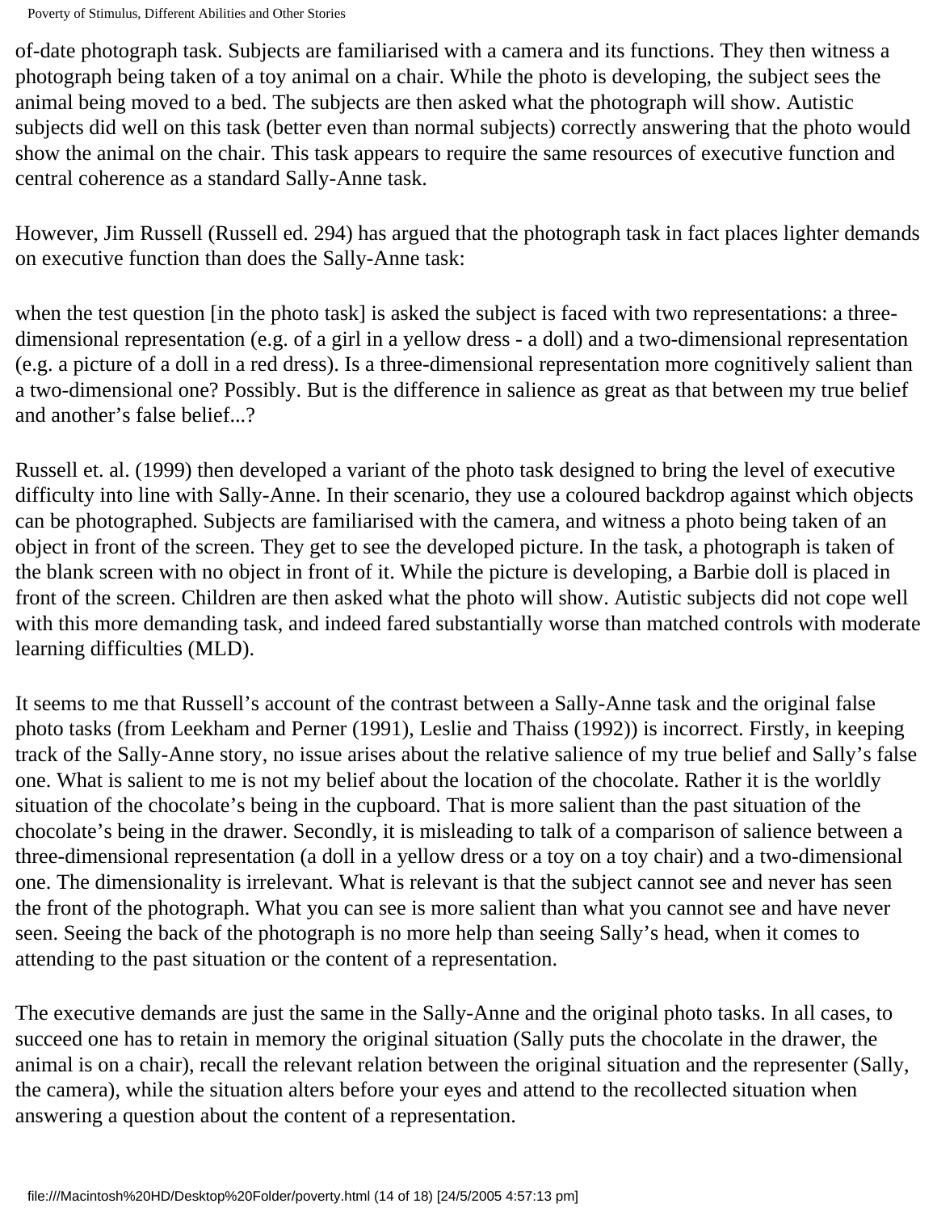of-date photograph task. Subjects are familiarised with a camera and its functions. They then witness a photograph being taken of a toy animal on a chair. While the photo is developing, the subject sees the animal being moved to a bed. The subjects are then asked what the photograph will show. Autistic subjects did well on this task (better even than normal subjects) correctly answering that the photo would show the animal on the chair. This task appears to require the same resources of executive function and central coherence as a standard Sally-Anne task.

However, Jim Russell (Russell ed. 294) has argued that the photograph task in fact places lighter demands on executive function than does the Sally-Anne task:

when the test question [in the photo task] is asked the subject is faced with two representations: a three-dimensional representation (e.g. of a girl in a yellow dress - a doll) and a two-dimensional representation (e.g. a picture of a doll in a red dress). Is a three-dimensional representation more cognitively salient than a two-dimensional one? Possibly. But is the difference in salience as great as that between my true belief and another's false belief...?

Russell et. al. (1999) then developed a variant of the photo task designed to bring the level of executive difficulty into line with Sally-Anne. In their scenario, they use a coloured backdrop against which objects can be photographed. Subjects are familiarised with the camera, and witness a photo being taken of an object in front of the screen. They get to see the developed picture. In the task, a photograph is taken of the blank screen with no object in front of it. While the picture is developing, a Barbie doll is placed in front of the screen. Children are then asked what the photo will show. Autistic subjects did not cope well with this more demanding task, and indeed fared substantially worse than matched controls with moderate learning difficulties (MLD).

It seems to me that Russell's account of the contrast between a Sally-Anne task and the original false photo tasks (from Leekham and Perner (1991), Leslie and Thaiss (1992)) is incorrect. Firstly, in keeping track of the Sally-Anne story, no issue arises about the relative salience of my true belief and Sally's false one. What is salient to me is not my belief about the location of the chocolate. Rather it is the worldly situation of the chocolate's being in the cupboard. That is more salient than the past situation of the chocolate's being in the drawer. Secondly, it is misleading to talk of a comparison of salience between a three-dimensional representation (a doll in a yellow dress or a toy on a toy chair) and a two-dimensional one. The dimensionality is irrelevant. What is relevant is that the subject cannot see and never has seen the front of the photograph. What you can see is more salient than what you cannot see and have never seen. Seeing the back of the photograph is no more help than seeing Sally's head, when it comes to attending to the past situation or the content of a representation.

The executive demands are just the same in the Sally-Anne and the original photo tasks. In all cases, to succeed one has to retain in memory the original situation (Sally puts the chocolate in the drawer, the animal is on a chair), recall the relevant relation between the original situation and the representer (Sally, the camera), while the situation alters before your eyes and attend to the recollected situation when answering a question about the content of a representation.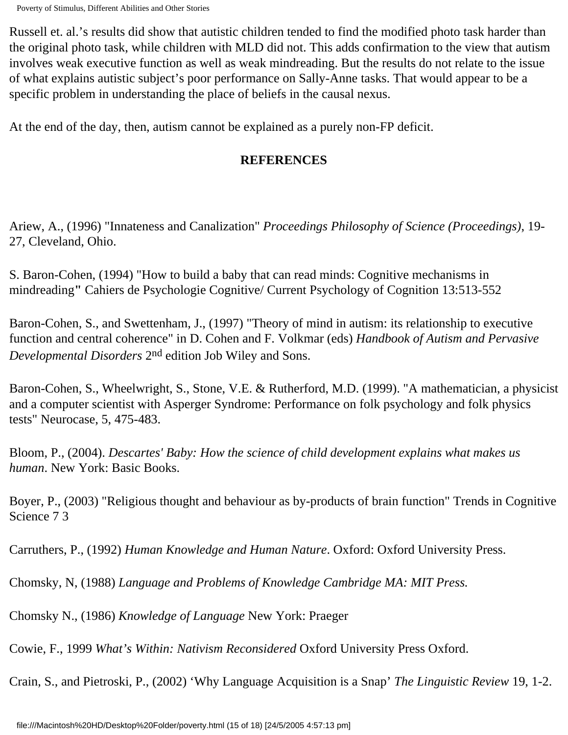Russell et. al.'s results did show that autistic children tended to find the modified photo task harder than the original photo task, while children with MLD did not. This adds confirmation to the view that autism involves weak executive function as well as weak mindreading. But the results do not relate to the issue of what explains autistic subject's poor performance on Sally-Anne tasks. That would appear to be a specific problem in understanding the place of beliefs in the causal nexus.

At the end of the day, then, autism cannot be explained as a purely non-FP deficit.

**REFERENCES**

Ariew, A., (1996) "Innateness and Canalization" *Proceedings Philosophy of Science (Proceedings)*, 19-27, Cleveland, Ohio.

S. Baron-Cohen, (1994) "How to build a baby that can read minds: Cognitive mechanisms in mindreading**"** Cahiers de Psychologie Cognitive/ Current Psychology of Cognition 13:513-552

Baron-Cohen, S., and Swettenham, J., (1997) "Theory of mind in autism: its relationship to executive function and central coherence" in D. Cohen and F. Volkmar (eds) *Handbook of Autism and Pervasive Developmental Disorders* 2nd edition Job Wiley and Sons.

Baron-Cohen, S., Wheelwright, S., Stone, V.E. & Rutherford, M.D. (1999). "A mathematician, a physicist and a computer scientist with Asperger Syndrome: Performance on folk psychology and folk physics tests" Neurocase, 5, 475-483.

Bloom, P., (2004). *Descartes' Baby: How the science of child development explains what makes us human*. New York: Basic Books.

Boyer, P., (2003) "Religious thought and behaviour as by-products of brain function" Trends in Cognitive Science 7 3

Carruthers, P., (1992) *Human Knowledge and Human Nature*. Oxford: Oxford University Press.

Chomsky, N, (1988) *Language and Problems of Knowledge Cambridge MA: MIT Press.*

Chomsky N., (1986) *Knowledge of Language* New York: Praeger

Cowie, F., 1999 *What's Within: Nativism Reconsidered* Oxford University Press Oxford.

Crain, S., and Pietroski, P., (2002) 'Why Language Acquisition is a Snap' *The Linguistic Review* 19, 1-2.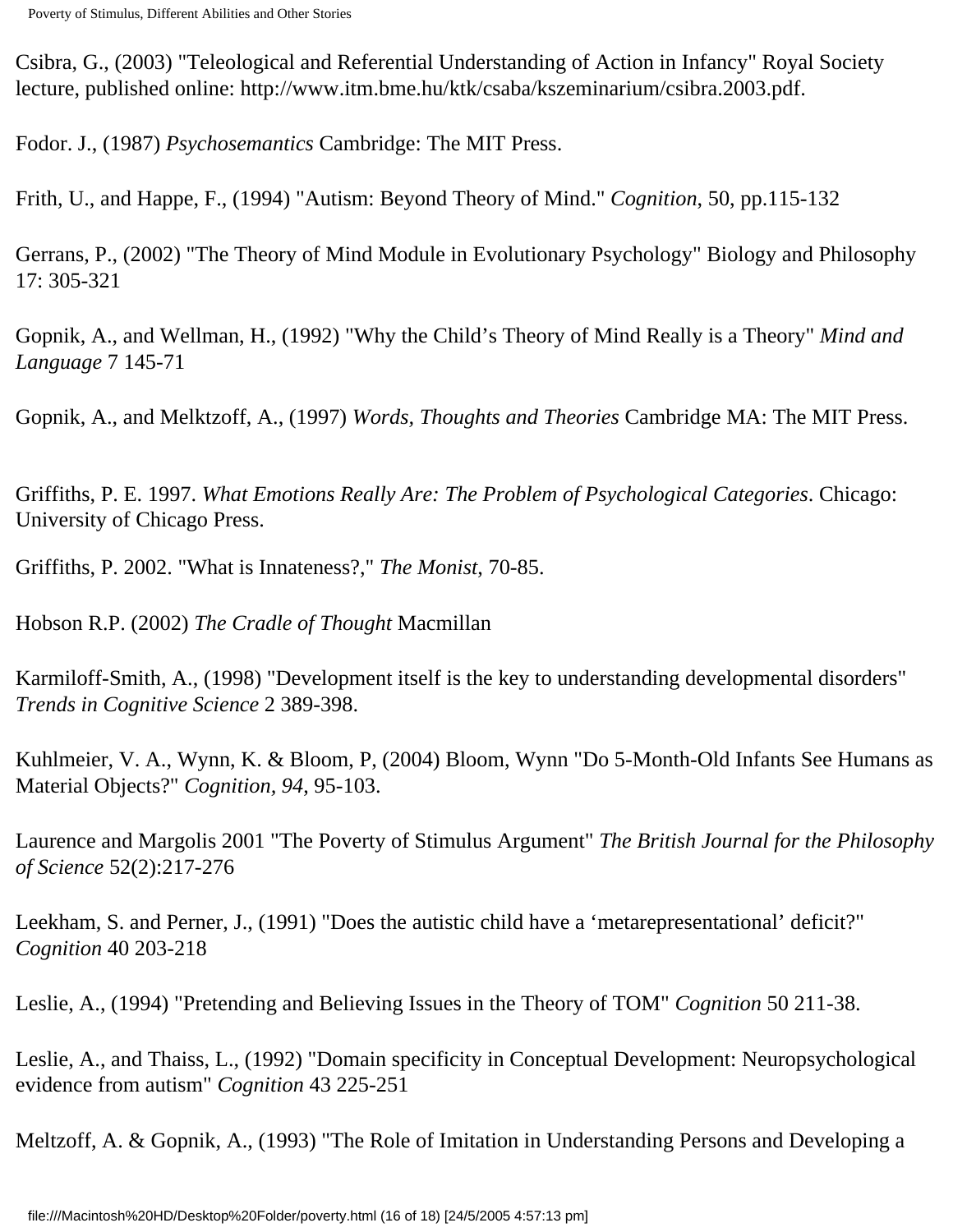Csibra, G., (2003) "Teleological and Referential Understanding of Action in Infancy" Royal Society lecture, published online: http://www.itm.bme.hu/ktk/csaba/kszeminarium/csibra.2003.pdf.

Fodor. J., (1987) *Psychosemantics* Cambridge: The MIT Press.

Frith, U., and Happe, F., (1994) "Autism: Beyond Theory of Mind." *Cognition*, 50, pp.115-132

Gerrans, P., (2002) "The Theory of Mind Module in Evolutionary Psychology" Biology and Philosophy 17: 305-321

Gopnik, A., and Wellman, H., (1992) "Why the Child's Theory of Mind Really is a Theory" *Mind and Language* 7 145-71

Gopnik, A., and Melktzoff, A., (1997) *Words, Thoughts and Theories* Cambridge MA: The MIT Press.

Griffiths, P. E. 1997. *What Emotions Really Are: The Problem of Psychological Categories*. Chicago: University of Chicago Press.

Griffiths, P. 2002. "What is Innateness?," *The Monist*, 70-85.

Hobson R.P. (2002) *The Cradle of Thought* Macmillan

Karmiloff-Smith, A., (1998) "Development itself is the key to understanding developmental disorders" *Trends in Cognitive Science* 2 389-398.

Kuhlmeier, V. A., Wynn, K. & Bloom, P, (2004) Bloom, Wynn "Do 5-Month-Old Infants See Humans as Material Objects?" *Cognition, 94*, 95-103.

Laurence and Margolis 2001 "The Poverty of Stimulus Argument" *The British Journal for the Philosophy of Science* 52(2):217-276

Leekham, S. and Perner, J., (1991) "Does the autistic child have a 'metarepresentational' deficit?" *Cognition* 40 203-218

Leslie, A., (1994) "Pretending and Believing Issues in the Theory of TOM" *Cognition* 50 211-38.

Leslie, A., and Thaiss, L., (1992) "Domain specificity in Conceptual Development: Neuropsychological evidence from autism" *Cognition* 43 225-251

Meltzoff, A. & Gopnik, A., (1993) "The Role of Imitation in Understanding Persons and Developing a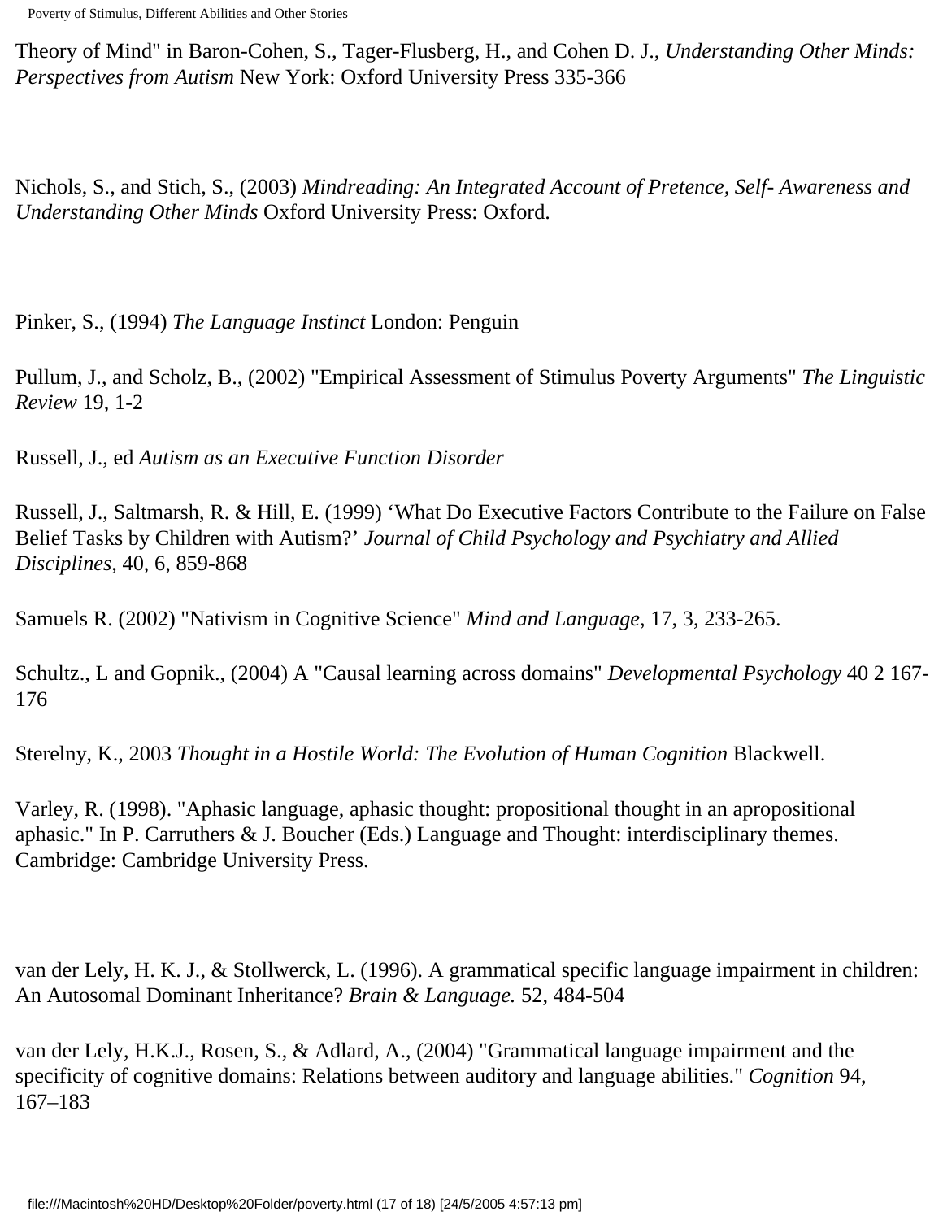Theory of Mind" in Baron-Cohen, S., Tager-Flusberg, H., and Cohen D. J., *Understanding Other Minds: Perspectives from Autism* New York: Oxford University Press 335-366

Nichols, S., and Stich, S., (2003) *Mindreading: An Integrated Account of Pretence, Self- Awareness and Understanding Other Minds* Oxford University Press: Oxford.

Pinker, S., (1994) *The Language Instinct* London: Penguin

Pullum, J., and Scholz, B., (2002) "Empirical Assessment of Stimulus Poverty Arguments" *The Linguistic Review* 19, 1-2

Russell, J., ed *Autism as an Executive Function Disorder*

Russell, J., Saltmarsh, R. & Hill, E. (1999) 'What Do Executive Factors Contribute to the Failure on False Belief Tasks by Children with Autism?' *Journal of Child Psychology and Psychiatry and Allied Disciplines*, 40, 6, 859-868

Samuels R. (2002) "Nativism in Cognitive Science" *Mind and Language*, 17, 3, 233-265.

Schultz., L and Gopnik., (2004) A "Causal learning across domains" *Developmental Psychology* 40 2 167-176

Sterelny, K., 2003 *Thought in a Hostile World: The Evolution of Human Cognition* Blackwell.

Varley, R. (1998). "Aphasic language, aphasic thought: propositional thought in an apropositional aphasic." In P. Carruthers & J. Boucher (Eds.) Language and Thought: interdisciplinary themes. Cambridge: Cambridge University Press.

van der Lely, H. K. J., & Stollwerck, L. (1996). A grammatical specific language impairment in children: An Autosomal Dominant Inheritance? *Brain & Language.* 52, 484-504

van der Lely, H.K.J., Rosen, S., & Adlard, A., (2004) "Grammatical language impairment and the specificity of cognitive domains: Relations between auditory and language abilities." *Cognition* 94, 167–183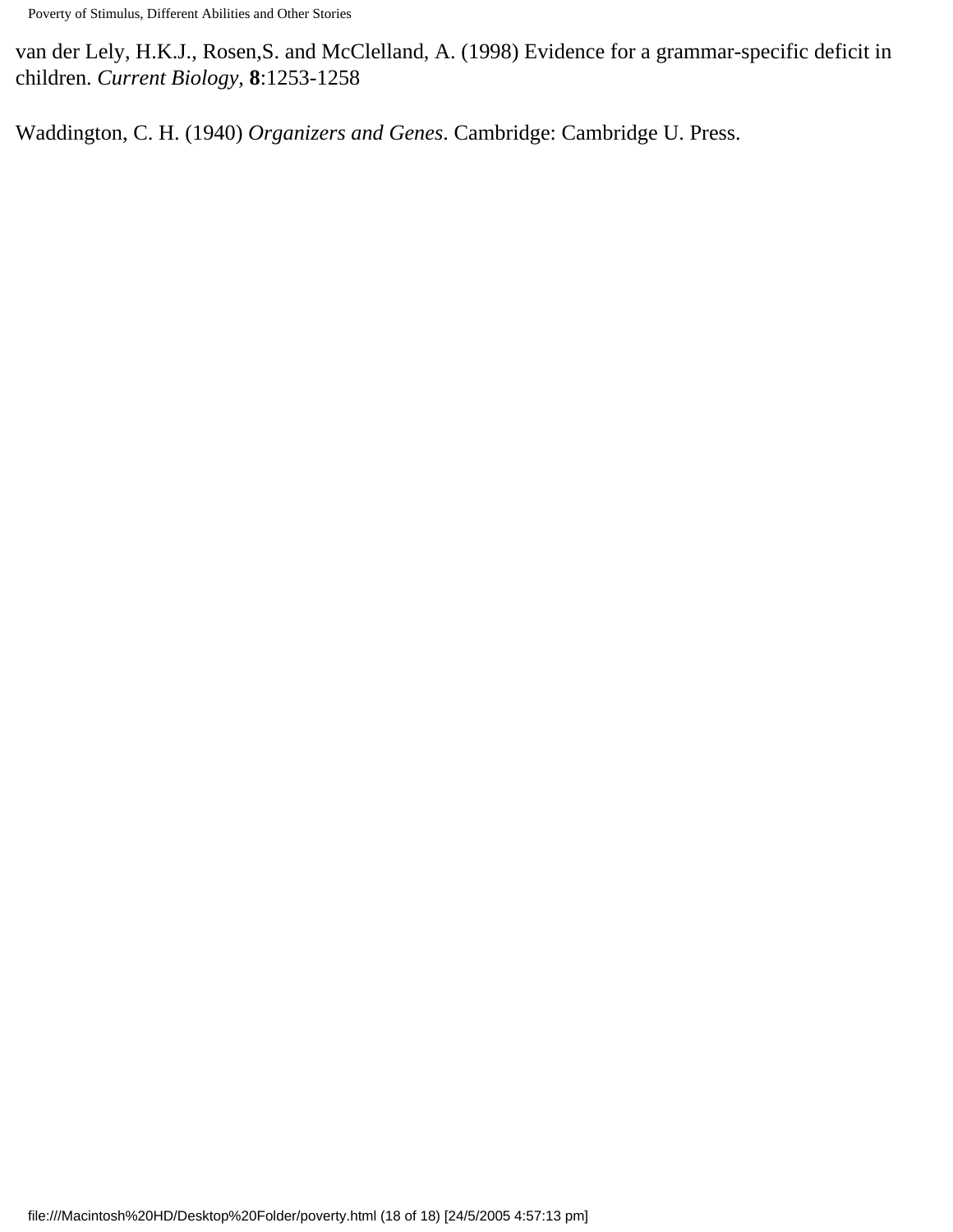van der Lely, H.K.J., Rosen,S. and McClelland, A. (1998) Evidence for a grammar-specific deficit in children. *Current Biology*, **8**:1253-1258

Waddington, C. H. (1940) *Organizers and Genes*. Cambridge: Cambridge U. Press.